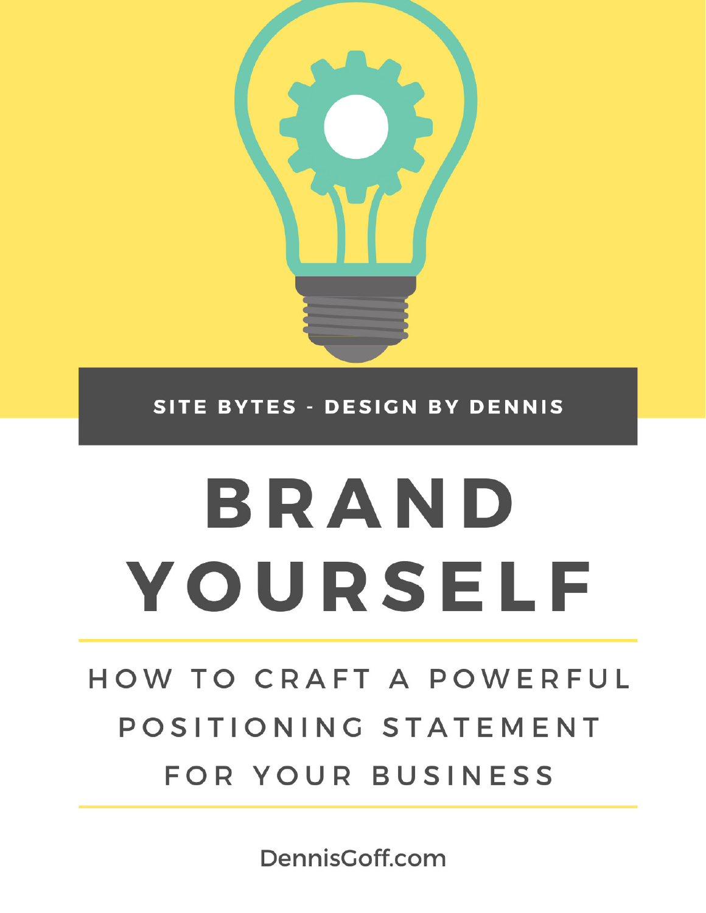SITE BYTES - DESIGN BY DENNIS

# BRAND YOURSELF

## HOW TO CRAFT A POWERFUL POSITIONING STATEMENT FOR YOUR BUSINESS

DennisGoff.com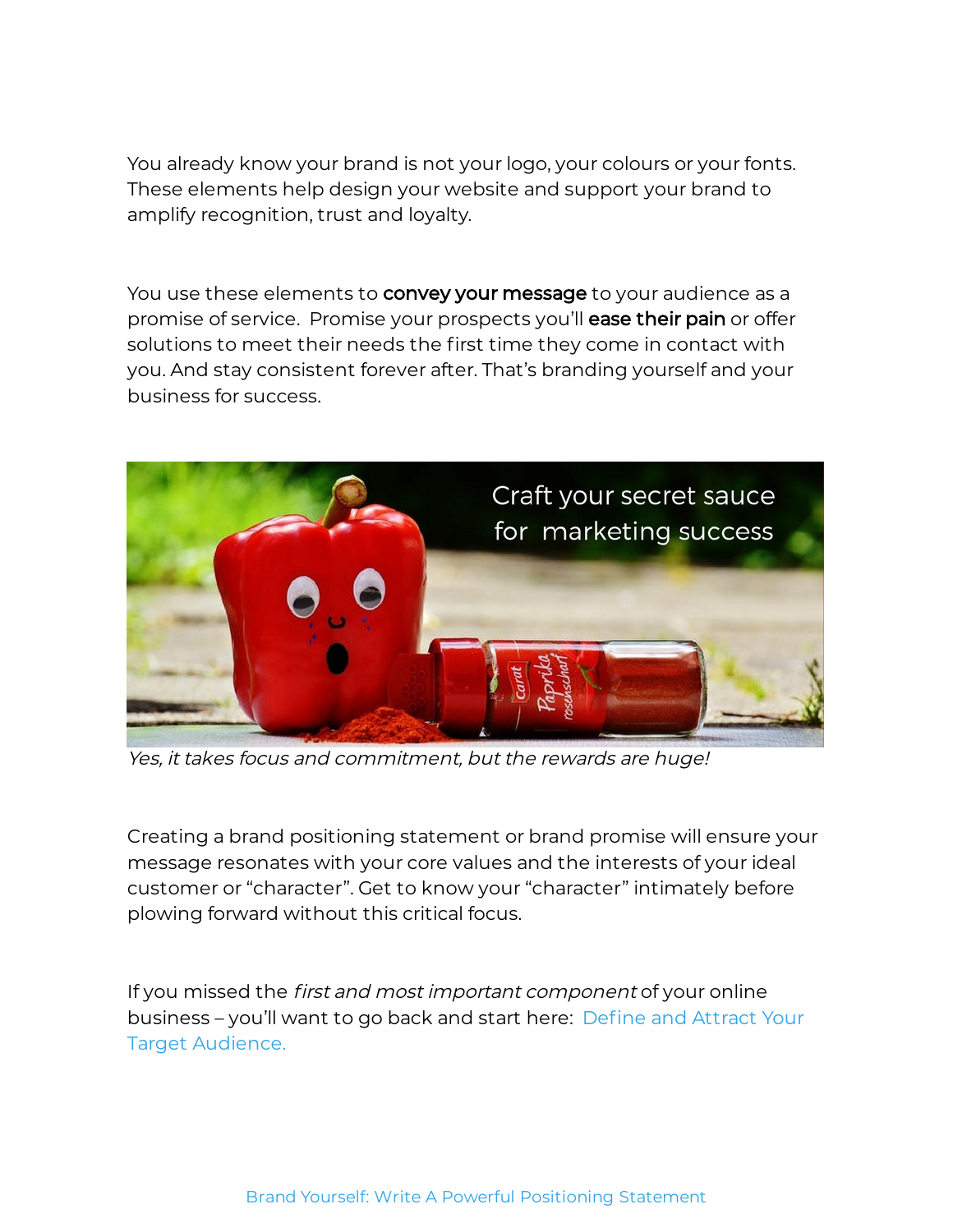You already know your brand is not your logo, your colours or your fonts. These elements help design your website and support your brand to amplify recognition, trust and loyalty.

You use these elements to **convey your message** to your audience as a promise of service. Promise your prospects you'll **ease their pain** or offer solutions to meet their needs the first time they come in contact with you. And stay consistent forever after. That's branding yourself and your business for success.

*Yes, it takes focus and commitment, but the rewards are huge!*

Creating a brand positioning statement or brand promise will ensure your message resonates with your core values and the interests of your ideal customer or "character". Get to know your "character" intimately before plowing forward without this critical focus.

If you missed the *first and most important component* of your online business – you'll want to go back and start here: Define and Attract Your Target Audience.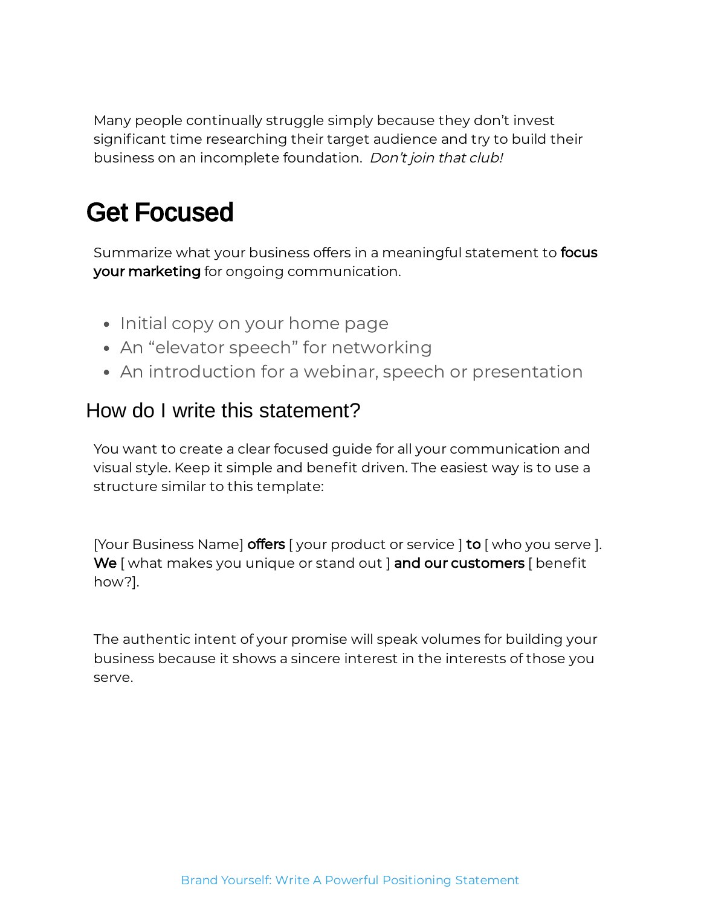Many people continually struggle simply because they don't invest significant time researching their target audience and try to build their business on an incomplete foundation. *Don't join that club!*

# Get Focused

Summarize what your business offers in a meaningful statement to **focus your marketing** for ongoing communication.

- Initial copy on your home page
- An "elevator speech" for networking
- An introduction for a webinar, speech or presentation

## How do I write this statement?

You want to create a clear focused guide for all your communication and visual style. Keep it simple and benefit driven. The easiest way is to use a structure similar to this template:

[Your Business Name] **offers** [ your product or service ] **to** [ who you serve ]. **We** [ what makes you unique or stand out ] **and our customers** [ benefit how?].

The authentic intent of your promise will speak volumes for building your business because it shows a sincere interest in the interests of those you serve.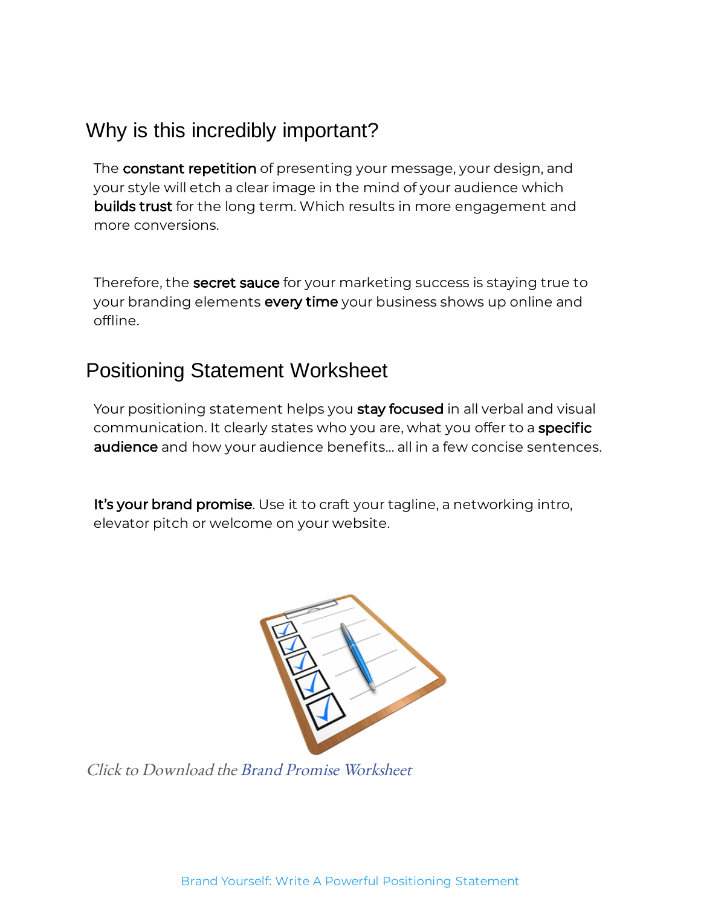## Why is this incredibly important?

The **constant repetition** of presenting your message, your design, and your style will etch a clear image in the mind of your audience which **builds trust** for the long term. Which results in more engagement and more conversions.

Therefore, the **secret sauce** for your marketing success is staying true to your branding elements **every time** your business shows up online and offline.

## Positioning Statement Worksheet

Your positioning statement helps you **stay focused** in all verbal and visual communication. It clearly states who you are, what you offer to a **specific audience** and how your audience benefits... all in a few concise sentences.

**It's your brand promise**. Use it to craft your tagline, a networking intro, elevator pitch or welcome on your website.

*Click to Download the Brand Promise Worksheet*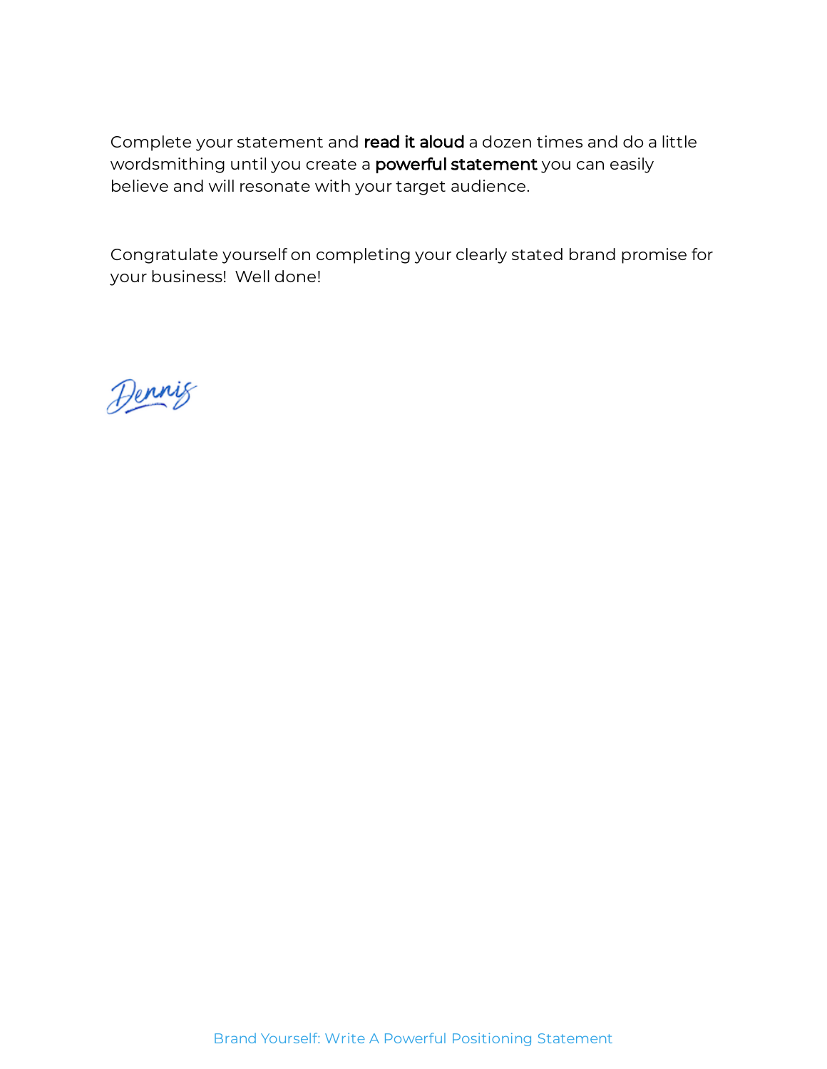Complete your statement and **read it aloud** a dozen times and do a little wordsmithing until you create a **powerful statement** you can easily believe and will resonate with your target audience.

Congratulate yourself on completing your clearly stated brand promise for your business!  Well done!

Dennis